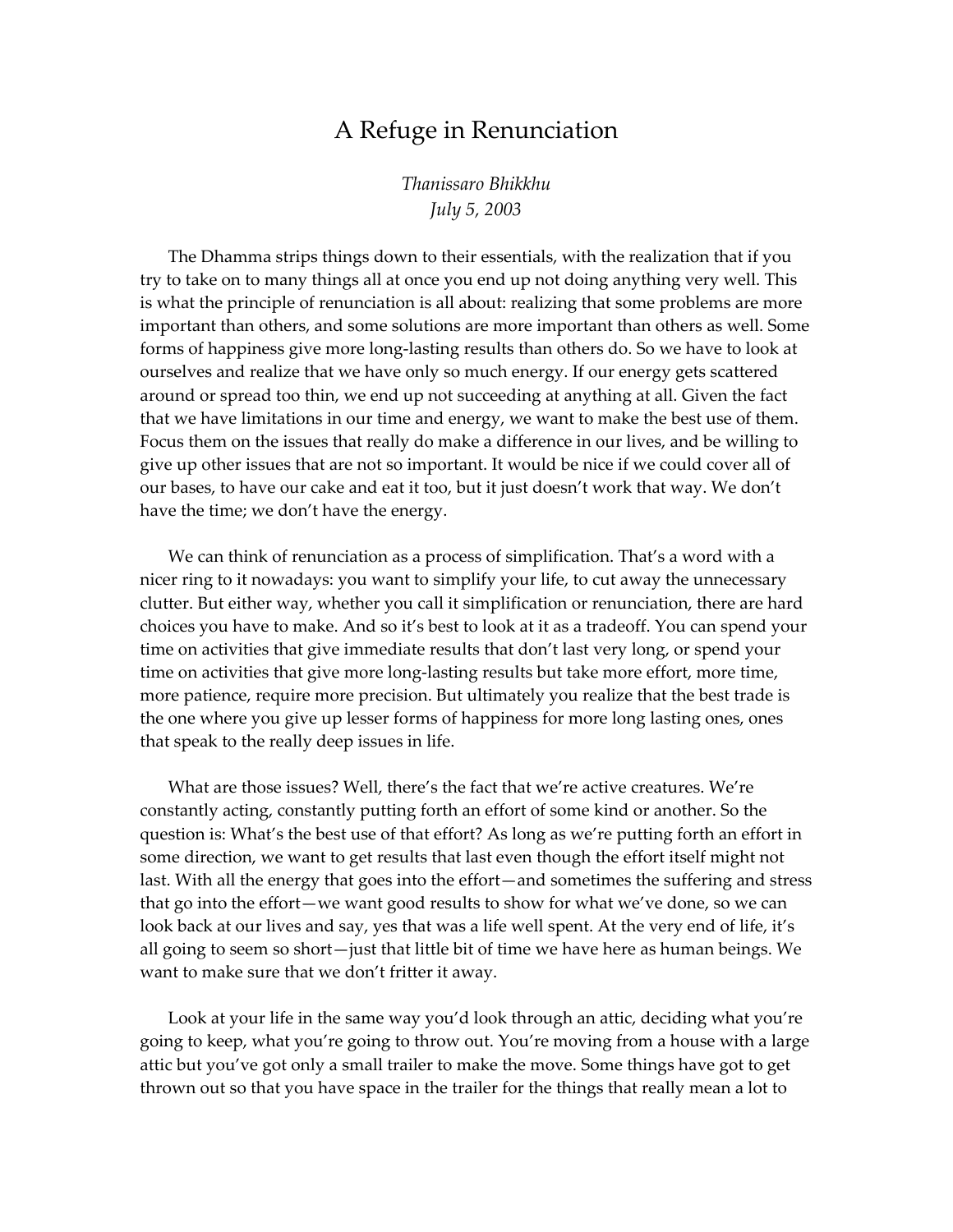# A Refuge in Renunciation

*Thanissaro Bhikkhu*
*July 5, 2003*

The Dhamma strips things down to their essentials, with the realization that if you try to take on to many things all at once you end up not doing anything very well. This is what the principle of renunciation is all about: realizing that some problems are more important than others, and some solutions are more important than others as well. Some forms of happiness give more long-lasting results than others do. So we have to look at ourselves and realize that we have only so much energy. If our energy gets scattered around or spread too thin, we end up not succeeding at anything at all. Given the fact that we have limitations in our time and energy, we want to make the best use of them. Focus them on the issues that really do make a difference in our lives, and be willing to give up other issues that are not so important. It would be nice if we could cover all of our bases, to have our cake and eat it too, but it just doesn't work that way. We don't have the time; we don't have the energy.

We can think of renunciation as a process of simplification. That's a word with a nicer ring to it nowadays: you want to simplify your life, to cut away the unnecessary clutter. But either way, whether you call it simplification or renunciation, there are hard choices you have to make. And so it's best to look at it as a tradeoff. You can spend your time on activities that give immediate results that don't last very long, or spend your time on activities that give more long-lasting results but take more effort, more time, more patience, require more precision. But ultimately you realize that the best trade is the one where you give up lesser forms of happiness for more long lasting ones, ones that speak to the really deep issues in life.

What are those issues? Well, there's the fact that we're active creatures. We're constantly acting, constantly putting forth an effort of some kind or another. So the question is: What's the best use of that effort? As long as we're putting forth an effort in some direction, we want to get results that last even though the effort itself might not last. With all the energy that goes into the effort—and sometimes the suffering and stress that go into the effort—we want good results to show for what we've done, so we can look back at our lives and say, yes that was a life well spent. At the very end of life, it's all going to seem so short—just that little bit of time we have here as human beings. We want to make sure that we don't fritter it away.

Look at your life in the same way you'd look through an attic, deciding what you're going to keep, what you're going to throw out. You're moving from a house with a large attic but you've got only a small trailer to make the move. Some things have got to get thrown out so that you have space in the trailer for the things that really mean a lot to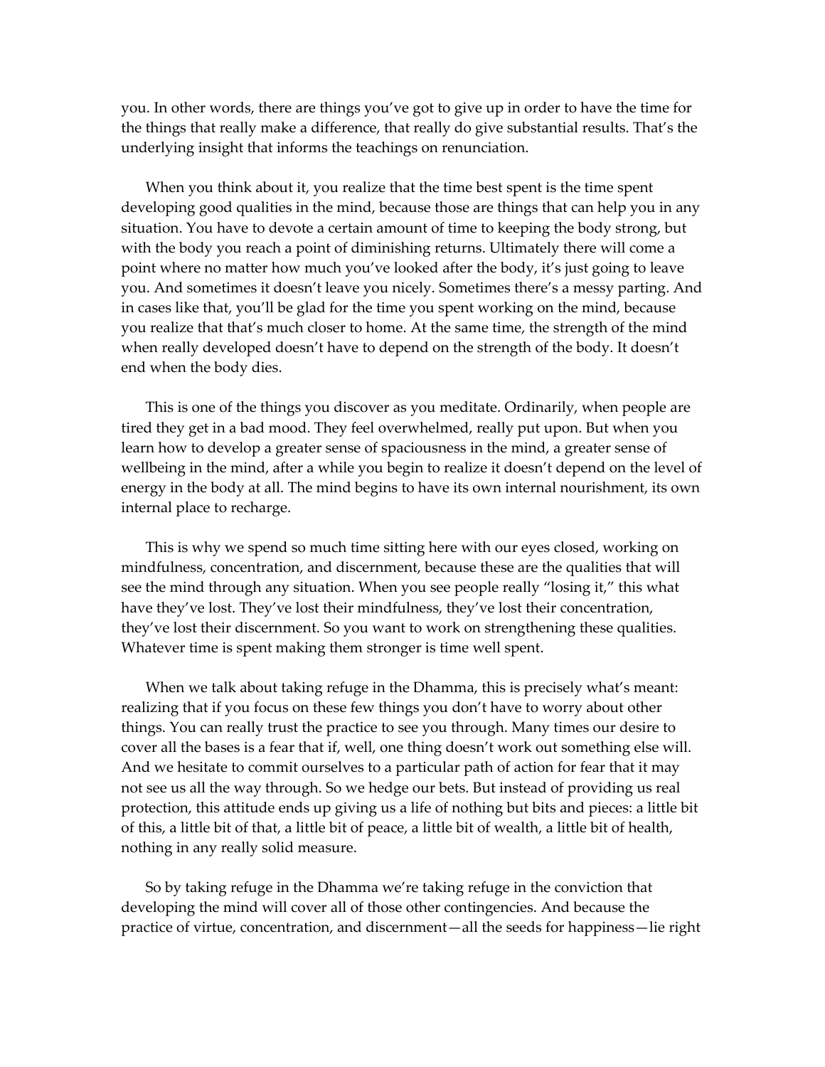you. In other words, there are things you've got to give up in order to have the time for the things that really make a difference, that really do give substantial results. That's the underlying insight that informs the teachings on renunciation.

When you think about it, you realize that the time best spent is the time spent developing good qualities in the mind, because those are things that can help you in any situation. You have to devote a certain amount of time to keeping the body strong, but with the body you reach a point of diminishing returns. Ultimately there will come a point where no matter how much you've looked after the body, it's just going to leave you. And sometimes it doesn't leave you nicely. Sometimes there's a messy parting. And in cases like that, you'll be glad for the time you spent working on the mind, because you realize that that's much closer to home. At the same time, the strength of the mind when really developed doesn't have to depend on the strength of the body. It doesn't end when the body dies.

This is one of the things you discover as you meditate. Ordinarily, when people are tired they get in a bad mood. They feel overwhelmed, really put upon. But when you learn how to develop a greater sense of spaciousness in the mind, a greater sense of wellbeing in the mind, after a while you begin to realize it doesn't depend on the level of energy in the body at all. The mind begins to have its own internal nourishment, its own internal place to recharge.

This is why we spend so much time sitting here with our eyes closed, working on mindfulness, concentration, and discernment, because these are the qualities that will see the mind through any situation. When you see people really "losing it," this what have they've lost. They've lost their mindfulness, they've lost their concentration, they've lost their discernment. So you want to work on strengthening these qualities. Whatever time is spent making them stronger is time well spent.

When we talk about taking refuge in the Dhamma, this is precisely what's meant: realizing that if you focus on these few things you don't have to worry about other things. You can really trust the practice to see you through. Many times our desire to cover all the bases is a fear that if, well, one thing doesn't work out something else will. And we hesitate to commit ourselves to a particular path of action for fear that it may not see us all the way through. So we hedge our bets. But instead of providing us real protection, this attitude ends up giving us a life of nothing but bits and pieces: a little bit of this, a little bit of that, a little bit of peace, a little bit of wealth, a little bit of health, nothing in any really solid measure.

So by taking refuge in the Dhamma we're taking refuge in the conviction that developing the mind will cover all of those other contingencies. And because the practice of virtue, concentration, and discernment—all the seeds for happiness—lie right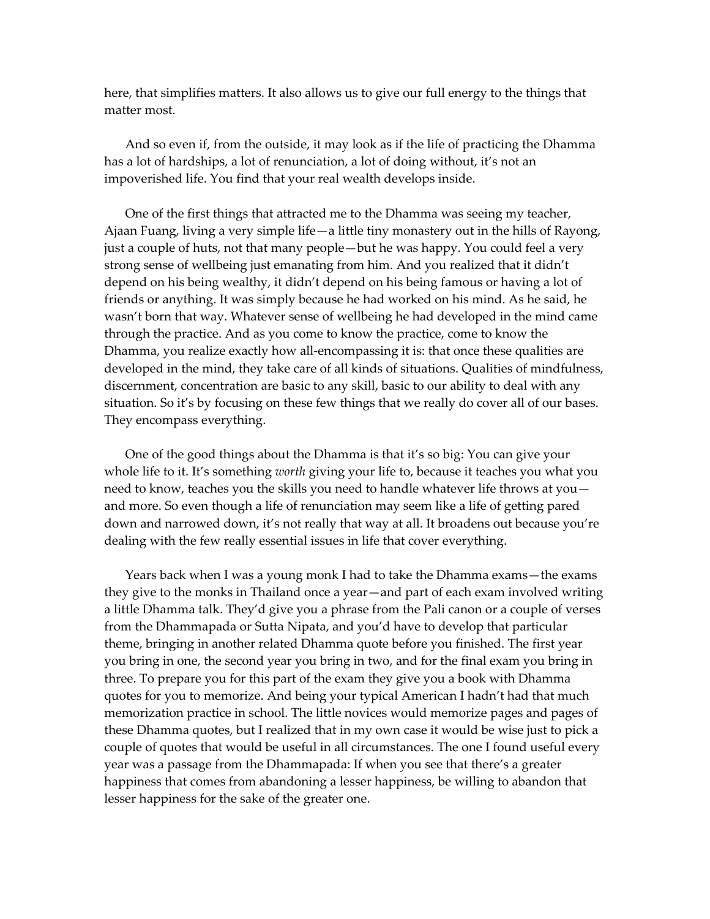here, that simplifies matters. It also allows us to give our full energy to the things that matter most.

And so even if, from the outside, it may look as if the life of practicing the Dhamma has a lot of hardships, a lot of renunciation, a lot of doing without, it's not an impoverished life. You find that your real wealth develops inside.

One of the first things that attracted me to the Dhamma was seeing my teacher, Ajaan Fuang, living a very simple life—a little tiny monastery out in the hills of Rayong, just a couple of huts, not that many people—but he was happy. You could feel a very strong sense of wellbeing just emanating from him. And you realized that it didn't depend on his being wealthy, it didn't depend on his being famous or having a lot of friends or anything. It was simply because he had worked on his mind. As he said, he wasn't born that way. Whatever sense of wellbeing he had developed in the mind came through the practice. And as you come to know the practice, come to know the Dhamma, you realize exactly how all-encompassing it is: that once these qualities are developed in the mind, they take care of all kinds of situations. Qualities of mindfulness, discernment, concentration are basic to any skill, basic to our ability to deal with any situation. So it's by focusing on these few things that we really do cover all of our bases. They encompass everything.

One of the good things about the Dhamma is that it's so big: You can give your whole life to it. It's something *worth* giving your life to, because it teaches you what you need to know, teaches you the skills you need to handle whatever life throws at you—and more. So even though a life of renunciation may seem like a life of getting pared down and narrowed down, it's not really that way at all. It broadens out because you're dealing with the few really essential issues in life that cover everything.

Years back when I was a young monk I had to take the Dhamma exams—the exams they give to the monks in Thailand once a year—and part of each exam involved writing a little Dhamma talk. They'd give you a phrase from the Pali canon or a couple of verses from the Dhammapada or Sutta Nipata, and you'd have to develop that particular theme, bringing in another related Dhamma quote before you finished. The first year you bring in one, the second year you bring in two, and for the final exam you bring in three. To prepare you for this part of the exam they give you a book with Dhamma quotes for you to memorize. And being your typical American I hadn't had that much memorization practice in school. The little novices would memorize pages and pages of these Dhamma quotes, but I realized that in my own case it would be wise just to pick a couple of quotes that would be useful in all circumstances. The one I found useful every year was a passage from the Dhammapada: If when you see that there's a greater happiness that comes from abandoning a lesser happiness, be willing to abandon that lesser happiness for the sake of the greater one.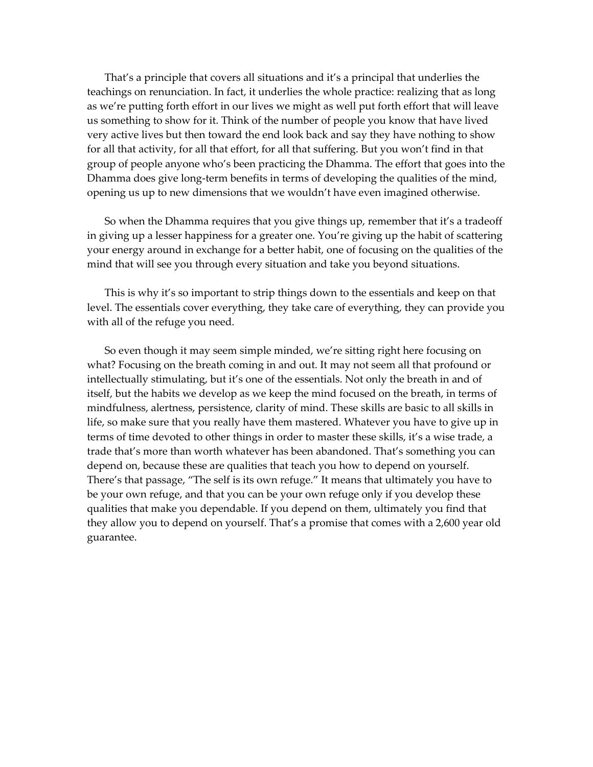That's a principle that covers all situations and it's a principal that underlies the teachings on renunciation. In fact, it underlies the whole practice: realizing that as long as we're putting forth effort in our lives we might as well put forth effort that will leave us something to show for it. Think of the number of people you know that have lived very active lives but then toward the end look back and say they have nothing to show for all that activity, for all that effort, for all that suffering. But you won't find in that group of people anyone who's been practicing the Dhamma. The effort that goes into the Dhamma does give long-term benefits in terms of developing the qualities of the mind, opening us up to new dimensions that we wouldn't have even imagined otherwise.

So when the Dhamma requires that you give things up, remember that it's a tradeoff in giving up a lesser happiness for a greater one. You're giving up the habit of scattering your energy around in exchange for a better habit, one of focusing on the qualities of the mind that will see you through every situation and take you beyond situations.

This is why it's so important to strip things down to the essentials and keep on that level. The essentials cover everything, they take care of everything, they can provide you with all of the refuge you need.

So even though it may seem simple minded, we're sitting right here focusing on what? Focusing on the breath coming in and out. It may not seem all that profound or intellectually stimulating, but it's one of the essentials. Not only the breath in and of itself, but the habits we develop as we keep the mind focused on the breath, in terms of mindfulness, alertness, persistence, clarity of mind. These skills are basic to all skills in life, so make sure that you really have them mastered. Whatever you have to give up in terms of time devoted to other things in order to master these skills, it's a wise trade, a trade that's more than worth whatever has been abandoned. That's something you can depend on, because these are qualities that teach you how to depend on yourself. There's that passage, "The self is its own refuge." It means that ultimately you have to be your own refuge, and that you can be your own refuge only if you develop these qualities that make you dependable. If you depend on them, ultimately you find that they allow you to depend on yourself. That's a promise that comes with a 2,600 year old guarantee.